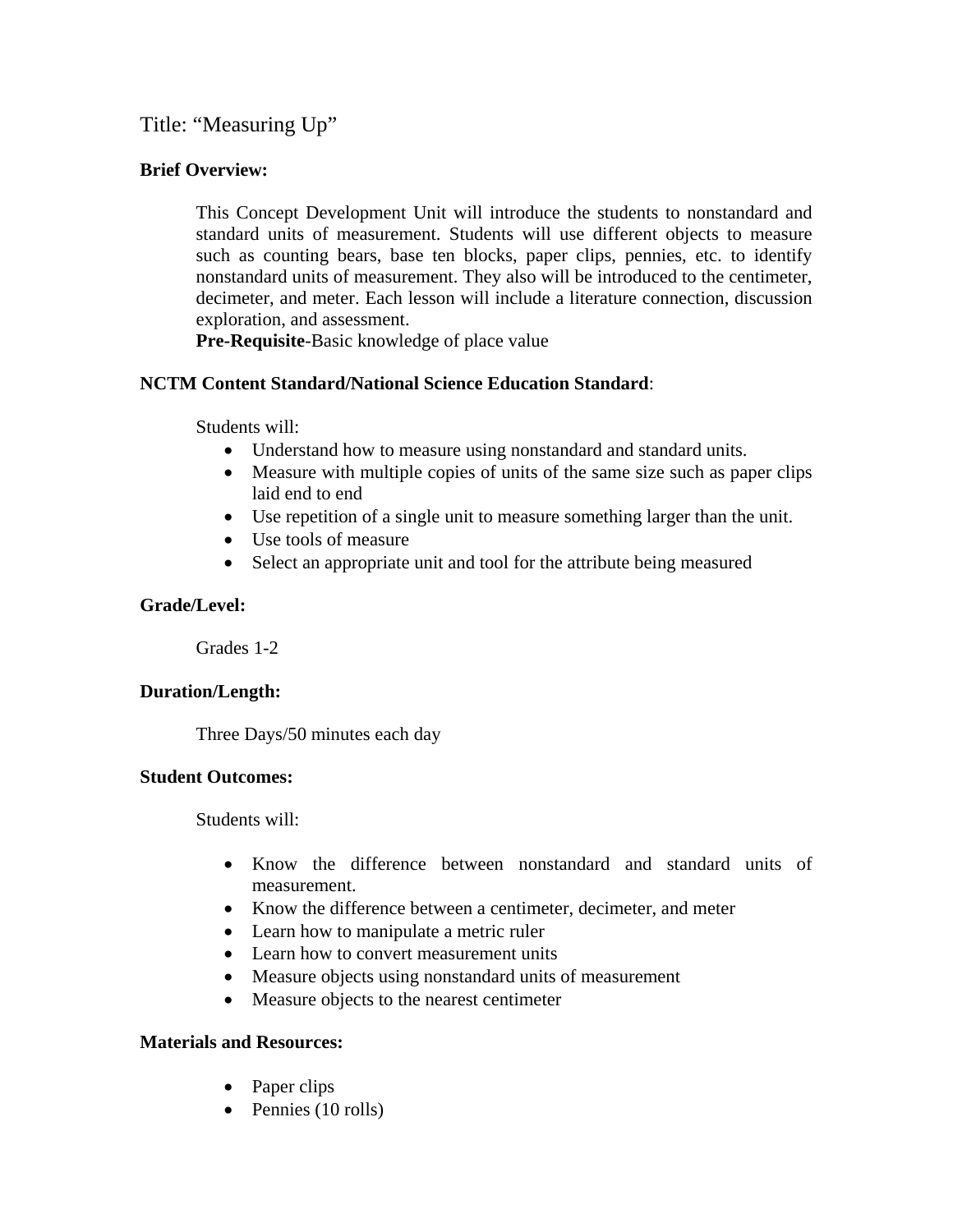Title: “Measuring Up”

**Brief Overview:**

This Concept Development Unit will introduce the students to nonstandard and standard units of measurement. Students will use different objects to measure such as counting bears, base ten blocks, paper clips, pennies, etc. to identify nonstandard units of measurement. They also will be introduced to the centimeter, decimeter, and meter. Each lesson will include a literature connection, discussion exploration, and assessment.

**Pre-Requisite**-Basic knowledge of place value

**NCTM Content Standard/National Science Education Standard**:

Students will:

- Understand how to measure using nonstandard and standard units.
- Measure with multiple copies of units of the same size such as paper clips laid end to end
- Use repetition of a single unit to measure something larger than the unit.
- Use tools of measure
- Select an appropriate unit and tool for the attribute being measured

**Grade/Level:**

Grades 1-2

**Duration/Length:**

Three Days/50 minutes each day

**Student Outcomes:**

Students will:

- Know the difference between nonstandard and standard units of measurement.
- Know the difference between a centimeter, decimeter, and meter
- Learn how to manipulate a metric ruler
- Learn how to convert measurement units
- Measure objects using nonstandard units of measurement
- Measure objects to the nearest centimeter

**Materials and Resources:**

- Paper clips
- Pennies (10 rolls)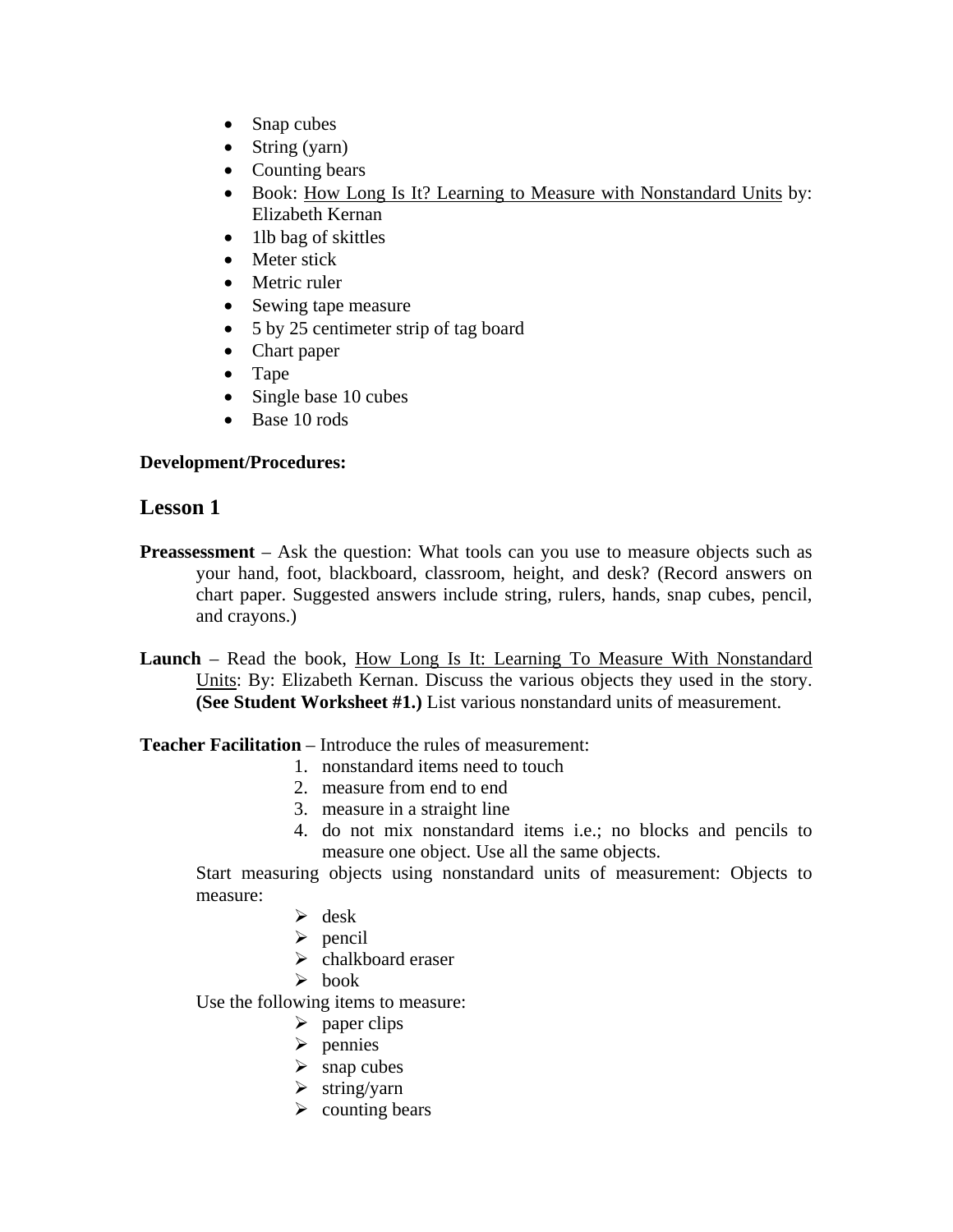- Snap cubes
- String (yarn)
- Counting bears
- Book: How Long Is It? Learning to Measure with Nonstandard Units by: Elizabeth Kernan
- 1lb bag of skittles
- Meter stick
- Metric ruler
- Sewing tape measure
- 5 by 25 centimeter strip of tag board
- Chart paper
- Tape
- Single base 10 cubes
- Base 10 rods

**Development/Procedures:**

## Lesson 1

**Preassessment** – Ask the question: What tools can you use to measure objects such as your hand, foot, blackboard, classroom, height, and desk? (Record answers on chart paper. Suggested answers include string, rulers, hands, snap cubes, pencil, and crayons.)

**Launch** – Read the book, How Long Is It: Learning To Measure With Nonstandard Units: By: Elizabeth Kernan. Discuss the various objects they used in the story. **(See Student Worksheet #1.)** List various nonstandard units of measurement.

**Teacher Facilitation** – Introduce the rules of measurement:

1. nonstandard items need to touch
2. measure from end to end
3. measure in a straight line
4. do not mix nonstandard items i.e.; no blocks and pencils to measure one object. Use all the same objects.

Start measuring objects using nonstandard units of measurement: Objects to measure:

- desk
- pencil
- chalkboard eraser
- book

Use the following items to measure:

- paper clips
- pennies
- snap cubes
- string/yarn
- counting bears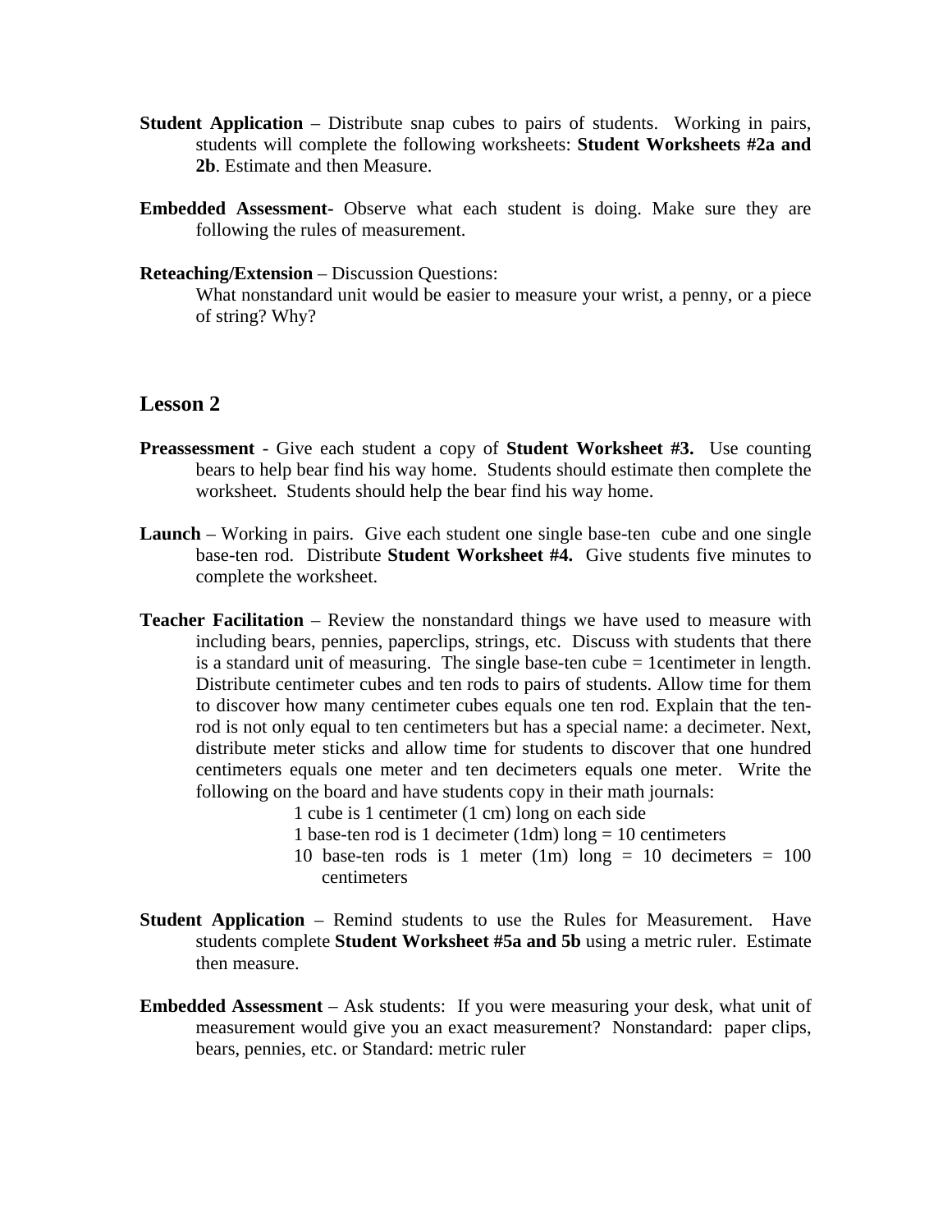**Student Application** – Distribute snap cubes to pairs of students. Working in pairs, students will complete the following worksheets: **Student Worksheets #2a and 2b**. Estimate and then Measure.

**Embedded Assessment-** Observe what each student is doing. Make sure they are following the rules of measurement.

**Reteaching/Extension** – Discussion Questions:
What nonstandard unit would be easier to measure your wrist, a penny, or a piece of string? Why?

## Lesson 2

**Preassessment** - Give each student a copy of **Student Worksheet #3.** Use counting bears to help bear find his way home. Students should estimate then complete the worksheet. Students should help the bear find his way home.

**Launch** – Working in pairs. Give each student one single base-ten cube and one single base-ten rod. Distribute **Student Worksheet #4.** Give students five minutes to complete the worksheet.

**Teacher Facilitation** – Review the nonstandard things we have used to measure with including bears, pennies, paperclips, strings, etc. Discuss with students that there is a standard unit of measuring. The single base-ten cube = 1centimeter in length. Distribute centimeter cubes and ten rods to pairs of students. Allow time for them to discover how many centimeter cubes equals one ten rod. Explain that the ten-rod is not only equal to ten centimeters but has a special name: a decimeter. Next, distribute meter sticks and allow time for students to discover that one hundred centimeters equals one meter and ten decimeters equals one meter. Write the following on the board and have students copy in their math journals:

1 cube is 1 centimeter (1 cm) long on each side
1 base-ten rod is 1 decimeter (1dm) long = 10 centimeters
10 base-ten rods is 1 meter (1m) long = 10 decimeters = 100 centimeters

**Student Application** – Remind students to use the Rules for Measurement. Have students complete **Student Worksheet #5a and 5b** using a metric ruler. Estimate then measure.

**Embedded Assessment** – Ask students: If you were measuring your desk, what unit of measurement would give you an exact measurement? Nonstandard: paper clips, bears, pennies, etc. or Standard: metric ruler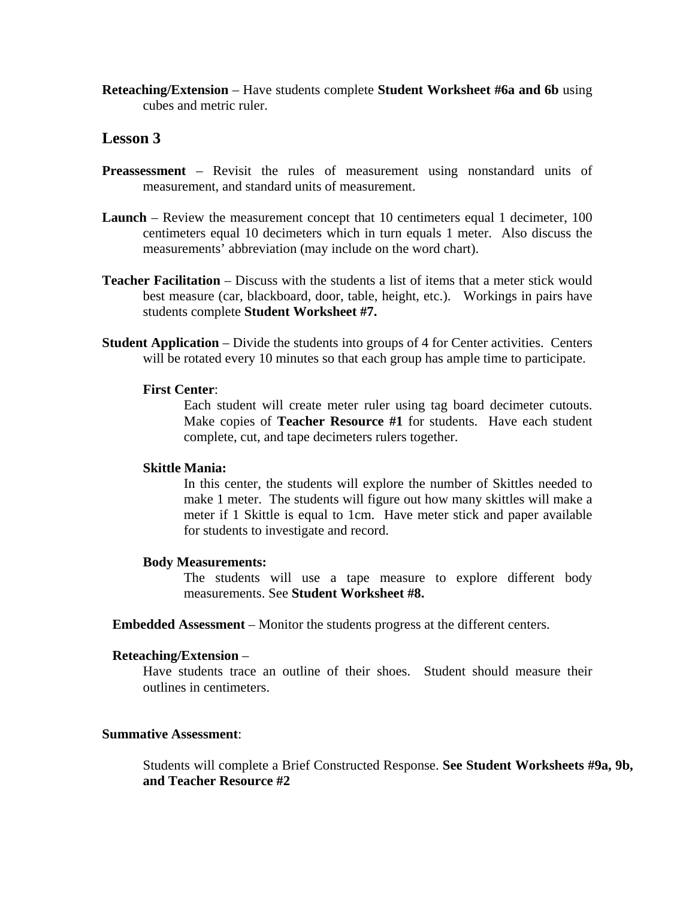**Reteaching/Extension** – Have students complete **Student Worksheet #6a and 6b** using cubes and metric ruler.

## Lesson 3

**Preassessment** – Revisit the rules of measurement using nonstandard units of measurement, and standard units of measurement.

**Launch** – Review the measurement concept that 10 centimeters equal 1 decimeter, 100 centimeters equal 10 decimeters which in turn equals 1 meter. Also discuss the measurements' abbreviation (may include on the word chart).

**Teacher Facilitation** – Discuss with the students a list of items that a meter stick would best measure (car, blackboard, door, table, height, etc.). Workings in pairs have students complete **Student Worksheet #7.**

**Student Application** – Divide the students into groups of 4 for Center activities. Centers will be rotated every 10 minutes so that each group has ample time to participate.

**First Center**:

Each student will create meter ruler using tag board decimeter cutouts. Make copies of **Teacher Resource #1** for students. Have each student complete, cut, and tape decimeters rulers together.

**Skittle Mania:**

In this center, the students will explore the number of Skittles needed to make 1 meter. The students will figure out how many skittles will make a meter if 1 Skittle is equal to 1cm. Have meter stick and paper available for students to investigate and record.

**Body Measurements:**

The students will use a tape measure to explore different body measurements. See **Student Worksheet #8.**

**Embedded Assessment** – Monitor the students progress at the different centers.

**Reteaching/Extension** –

Have students trace an outline of their shoes. Student should measure their outlines in centimeters.

**Summative Assessment**:

Students will complete a Brief Constructed Response. **See Student Worksheets #9a, 9b, and Teacher Resource #2**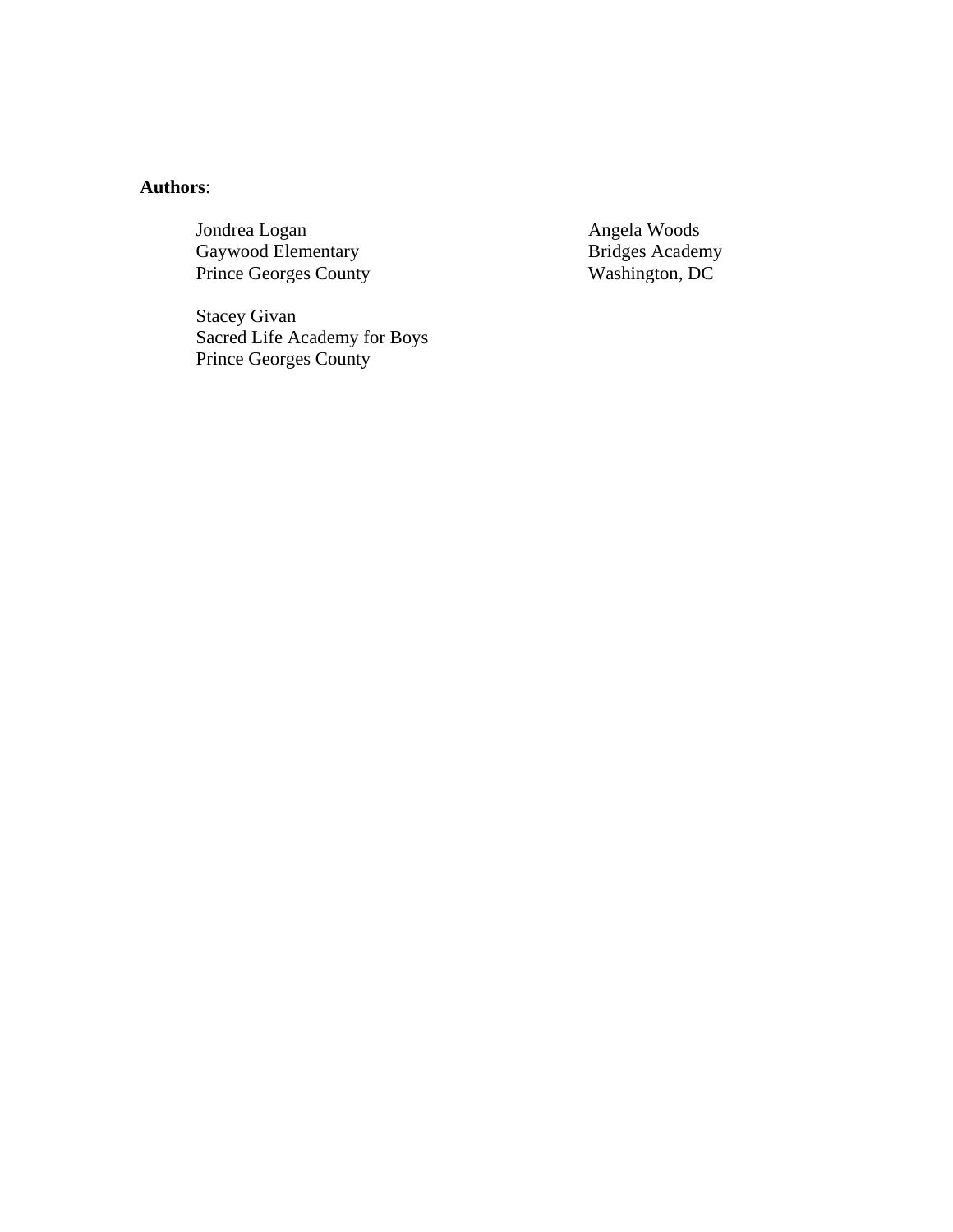**Authors**:

Jondrea Logan
Gaywood Elementary
Prince Georges County

Angela Woods
Bridges Academy
Washington, DC

Stacey Givan
Sacred Life Academy for Boys
Prince Georges County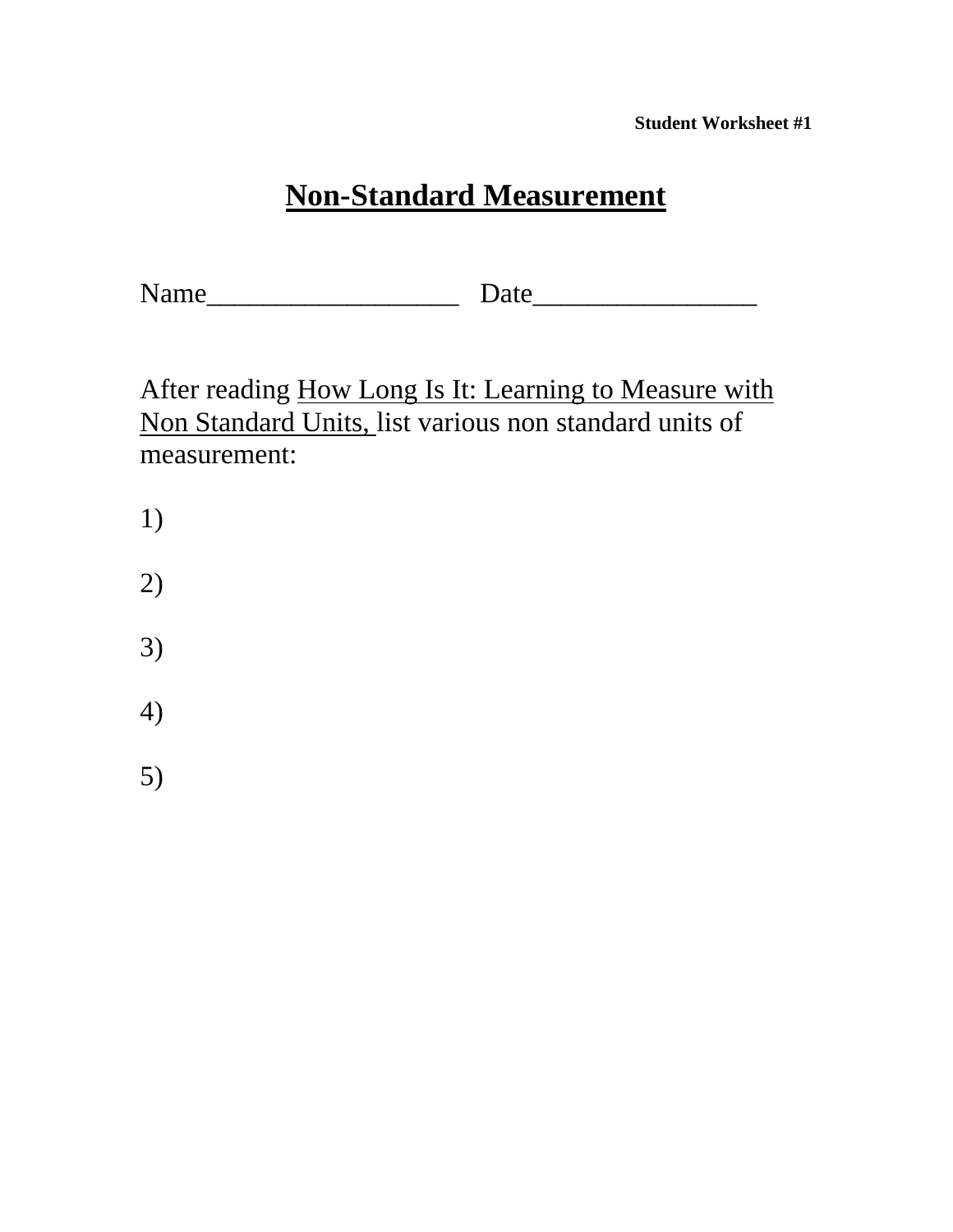**Student Worksheet #1**

# Non-Standard Measurement

Name__________________ Date________________

After reading How Long Is It: Learning to Measure with Non Standard Units, list various non standard units of measurement:

1)

2)

3)

4)

5)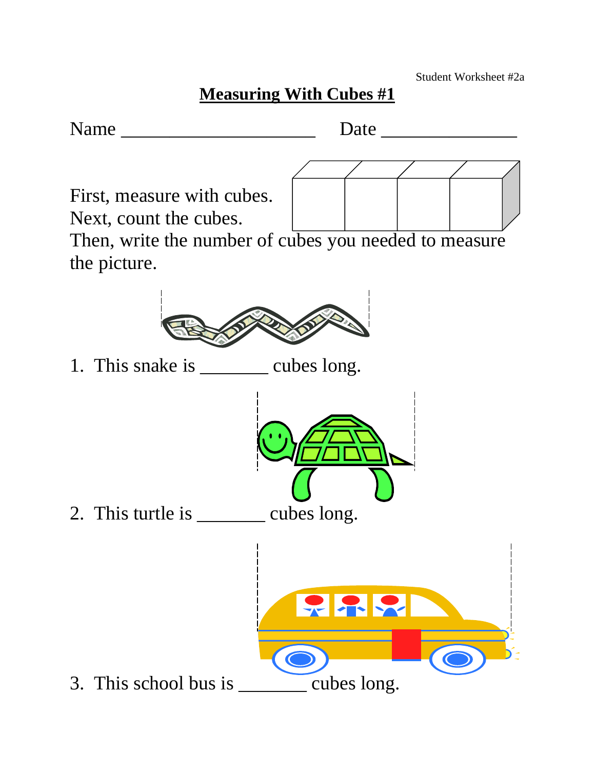Student Worksheet #2a

# Measuring With Cubes #1

Name _____________________ Date _______________

First, measure with cubes.
Next, count the cubes.
Then, write the number of cubes you needed to measure the picture.

1. This snake is _______ cubes long.

2. This turtle is _______ cubes long.

3. This school bus is _______ cubes long.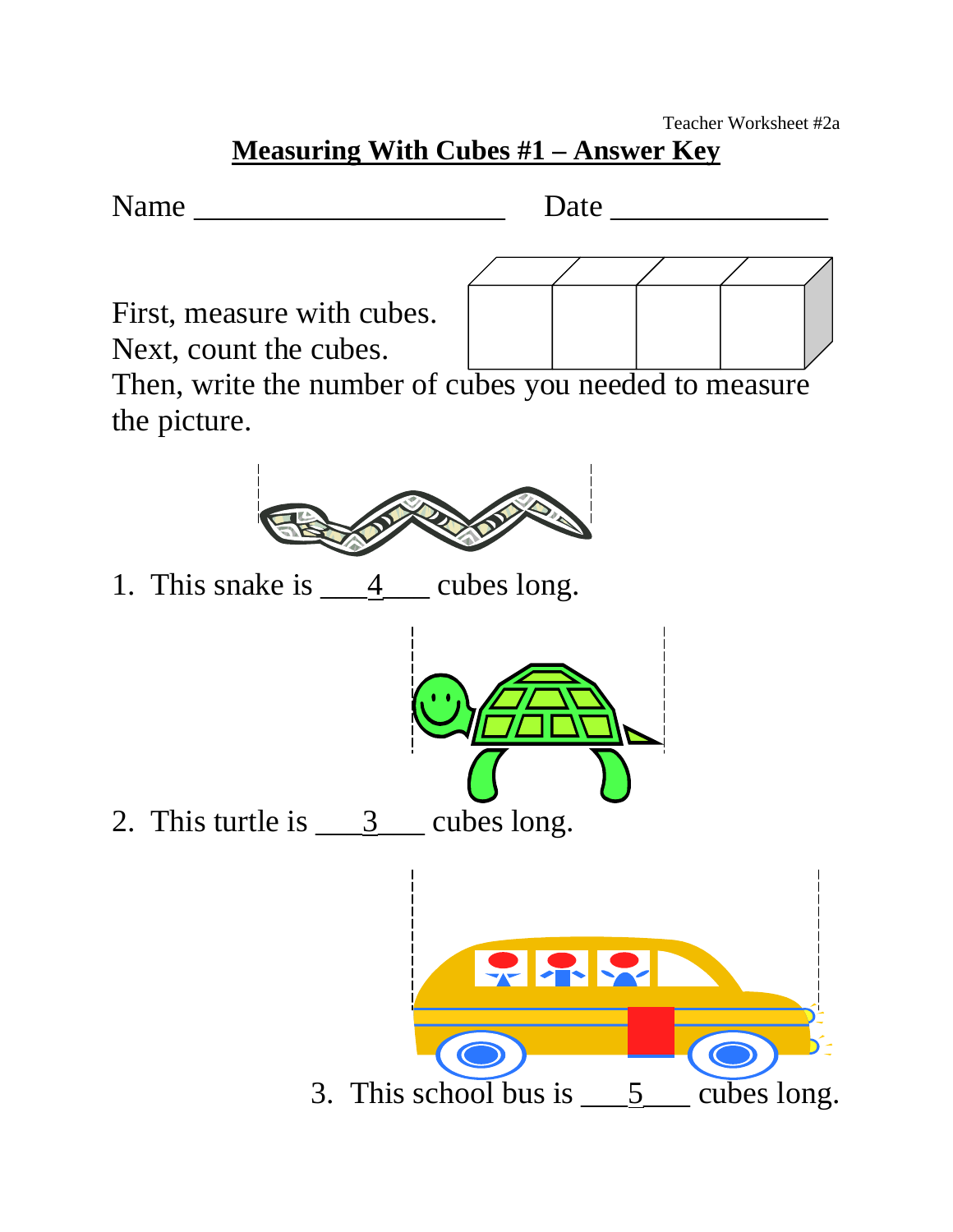Teacher Worksheet #2a

# Measuring With Cubes #1 – Answer Key

Name ______________________ Date _______________

First, measure with cubes.
Next, count the cubes.
Then, write the number of cubes you needed to measure the picture.

1. This snake is ___4___ cubes long.

2. This turtle is ___3___ cubes long.

3. This school bus is ___5___ cubes long.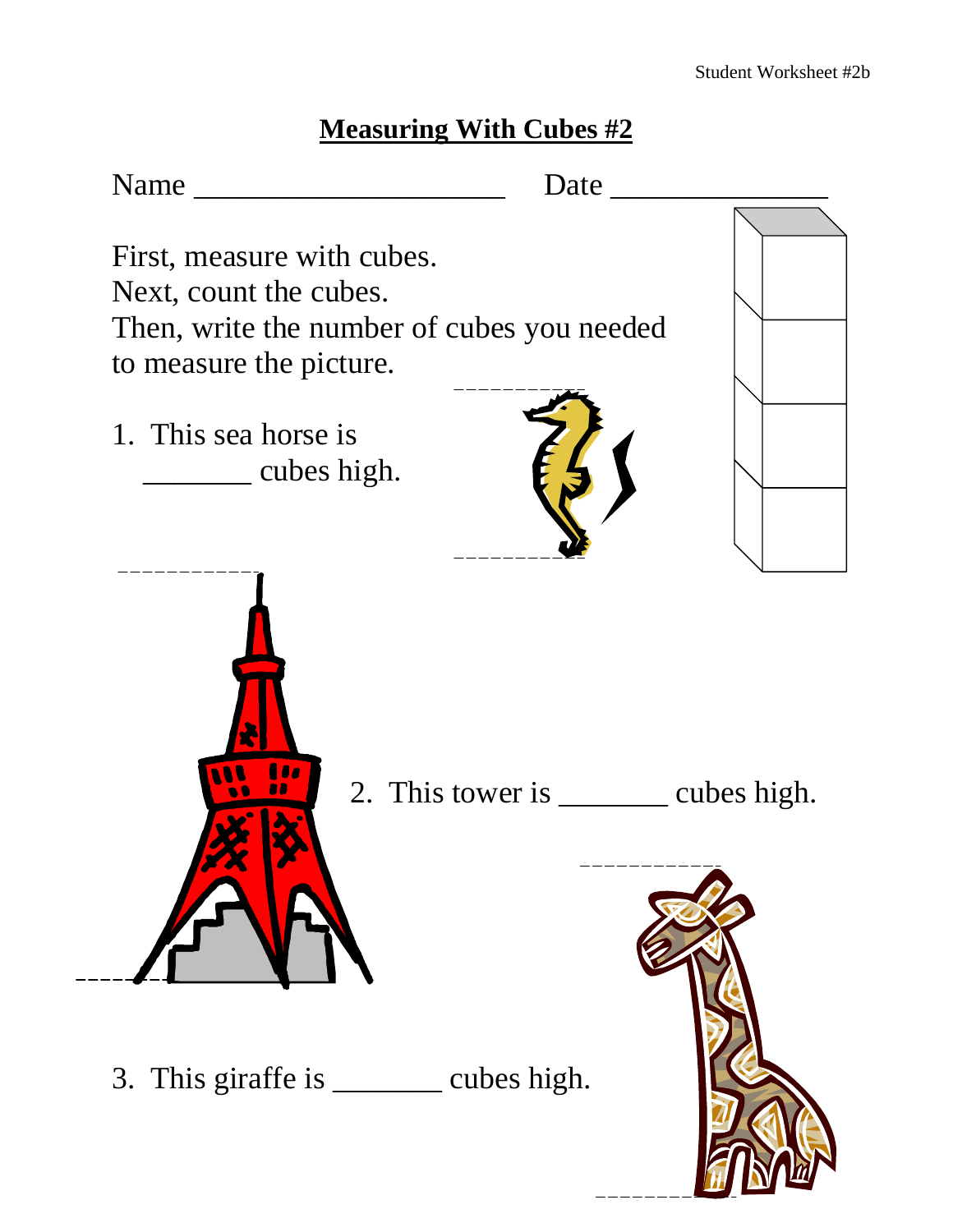Student Worksheet #2b

# Measuring With Cubes #2

Name ____________________ Date ______________

First, measure with cubes.
Next, count the cubes.
Then, write the number of cubes you needed to measure the picture.

1. This sea horse is _______ cubes high.

2. This tower is _______ cubes high.

3. This giraffe is _______ cubes high.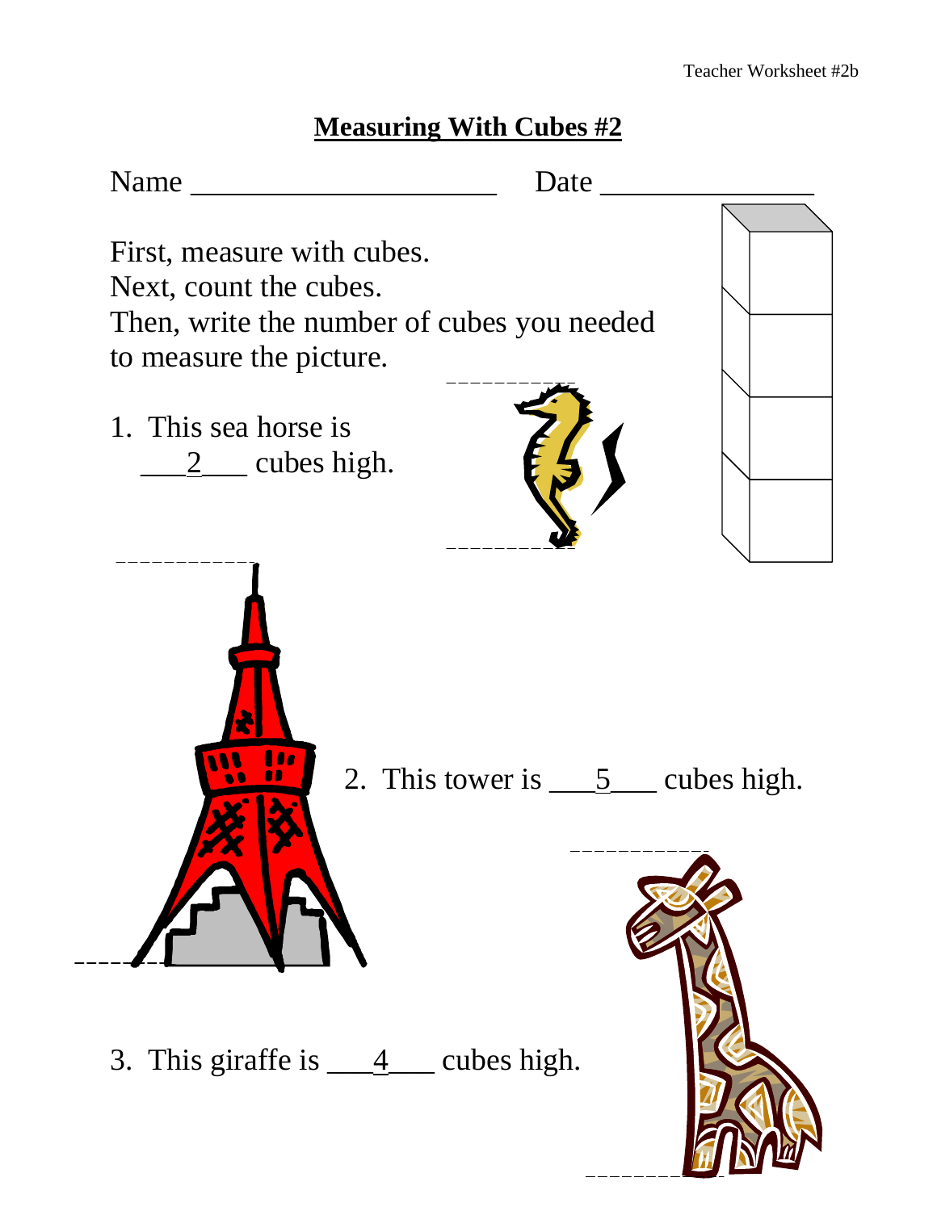# Measuring With Cubes #2

Name ____________________ Date ______________

First, measure with cubes.
Next, count the cubes.
Then, write the number of cubes you needed to measure the picture.

1. This sea horse is ___2___ cubes high.

2. This tower is ___5___ cubes high.

3. This giraffe is ___4___ cubes high.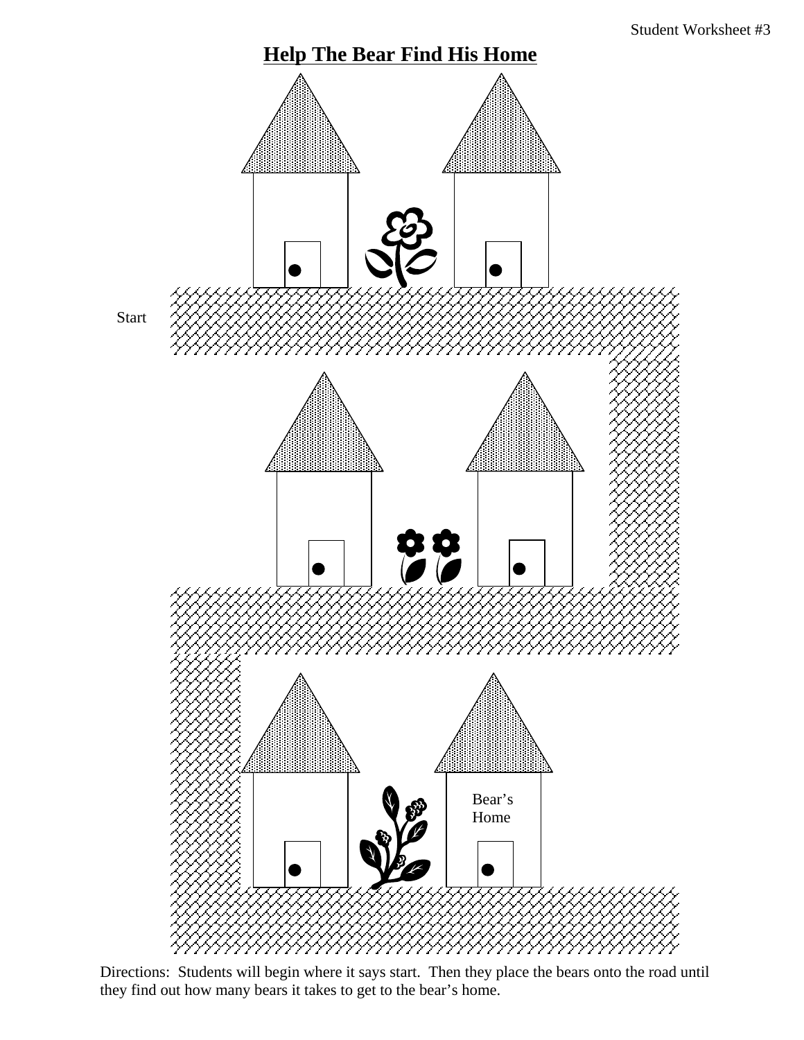Student Worksheet #3

# Help The Bear Find His Home

Start

Bear's Home

Directions: Students will begin where it says start. Then they place the bears onto the road until they find out how many bears it takes to get to the bear's home.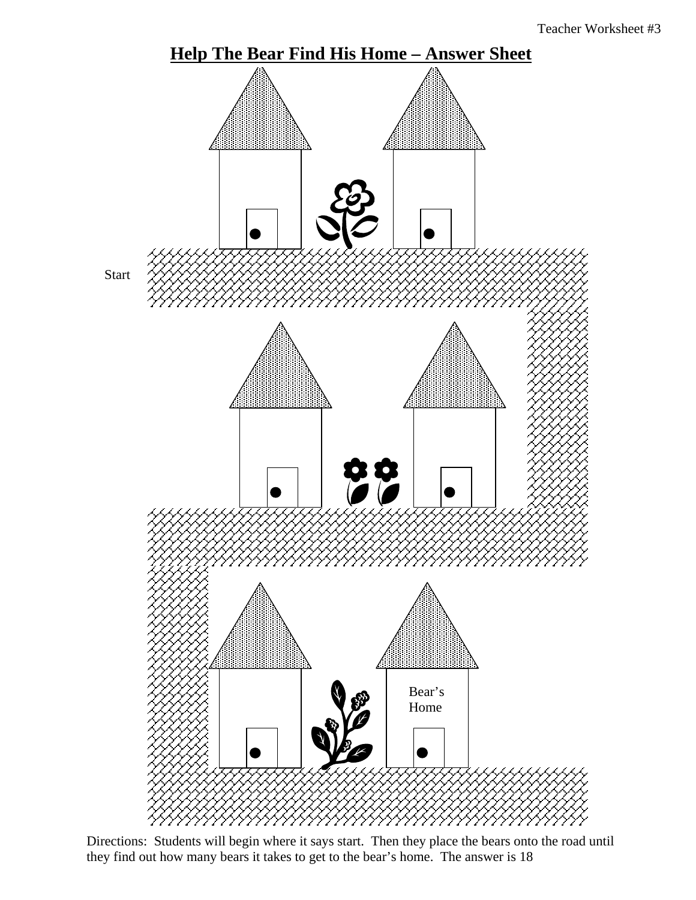Teacher Worksheet #3

# Help The Bear Find His Home – Answer Sheet

Start

Bear's Home

Directions: Students will begin where it says start. Then they place the bears onto the road until they find out how many bears it takes to get to the bear's home. The answer is 18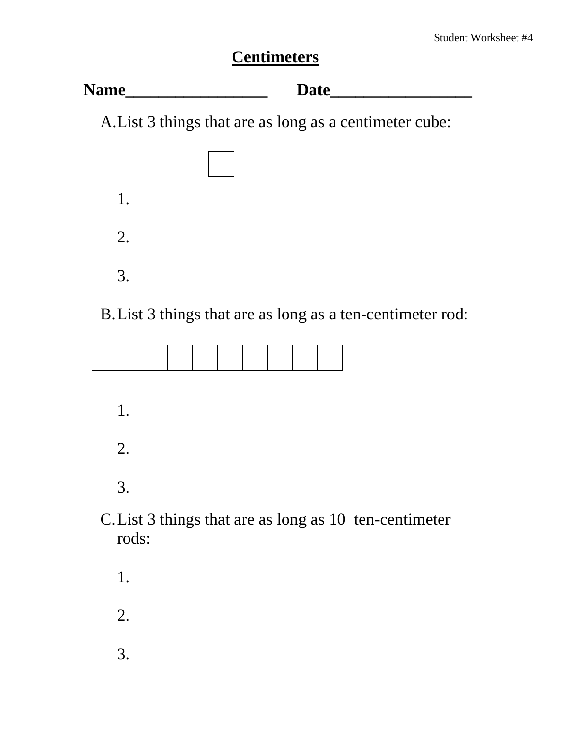Student Worksheet #4

# Centimeters

**Name_________________ Date_________________**

A. List 3 things that are as long as a centimeter cube:

| |
|---|
| |

1.

2.

3.

B. List 3 things that are as long as a ten-centimeter rod:

| | | | | | | | | | |
|---|---|---|---|---|---|---|---|---|---|
| | | | | | | | | | |

1.

2.

3.

C. List 3 things that are as long as 10 ten-centimeter rods:

1.

2.

3.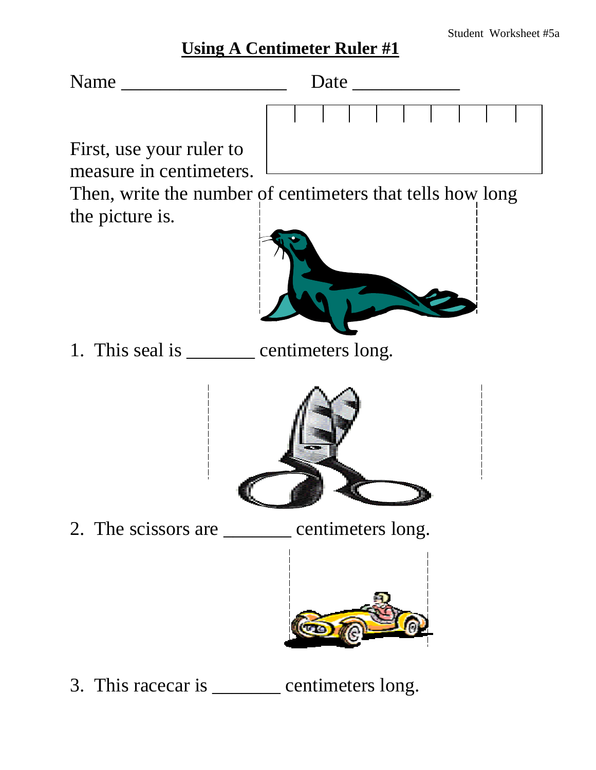# Using A Centimeter Ruler #1

Name ___________________ Date ____________

First, use your ruler to measure in centimeters. Then, write the number of centimeters that tells how long the picture is.

1. This seal is _______ centimeters long.

2. The scissors are _______ centimeters long.

3. This racecar is _______ centimeters long.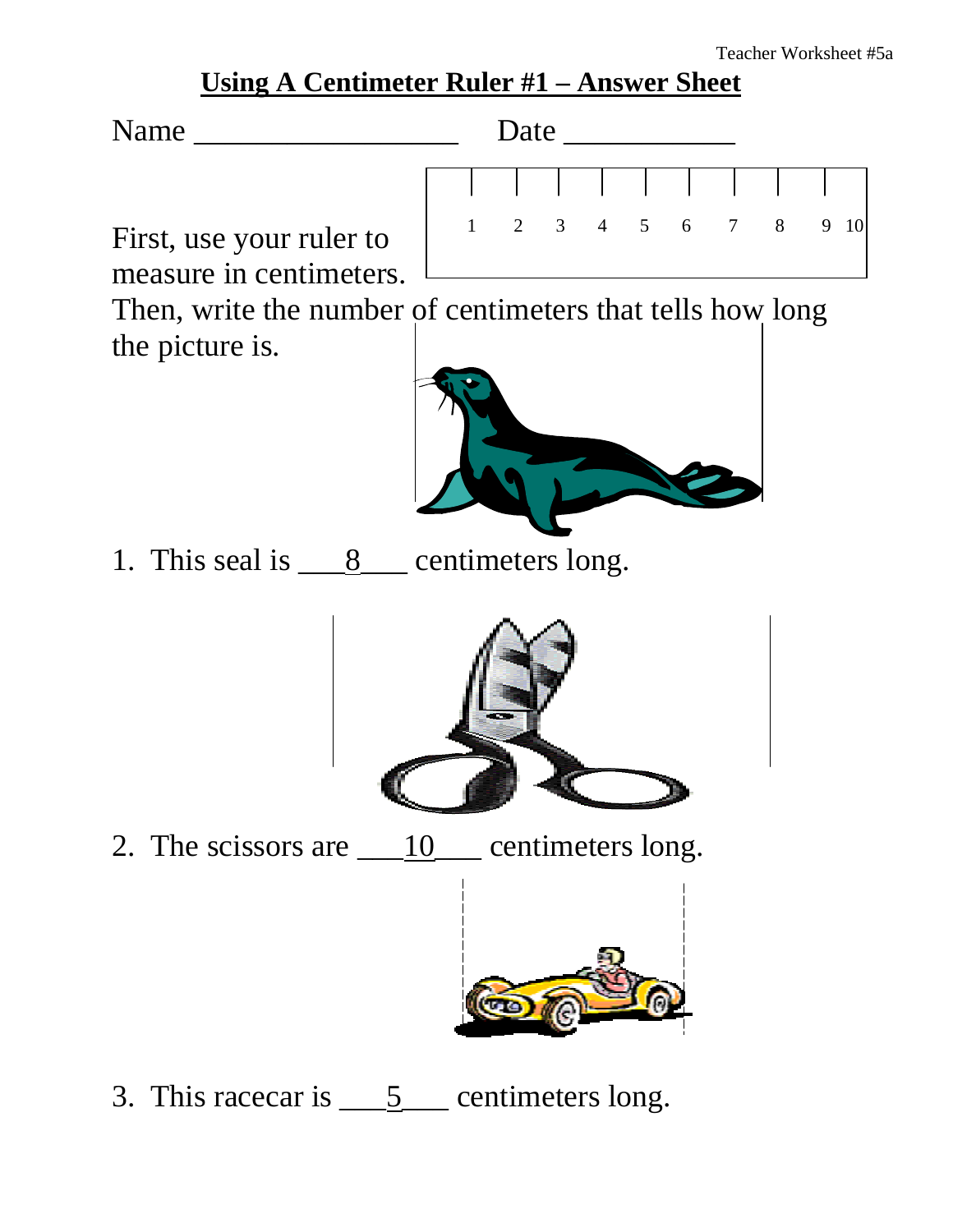Teacher Worksheet #5a

# Using A Centimeter Ruler #1 – Answer Sheet

Name __________________ Date ___________

1 2 3 4 5 6 7 8 9 10

First, use your ruler to measure in centimeters. Then, write the number of centimeters that tells how long the picture is.

1. This seal is ___8___ centimeters long.

2. The scissors are ___10___ centimeters long.

3. This racecar is ___5___ centimeters long.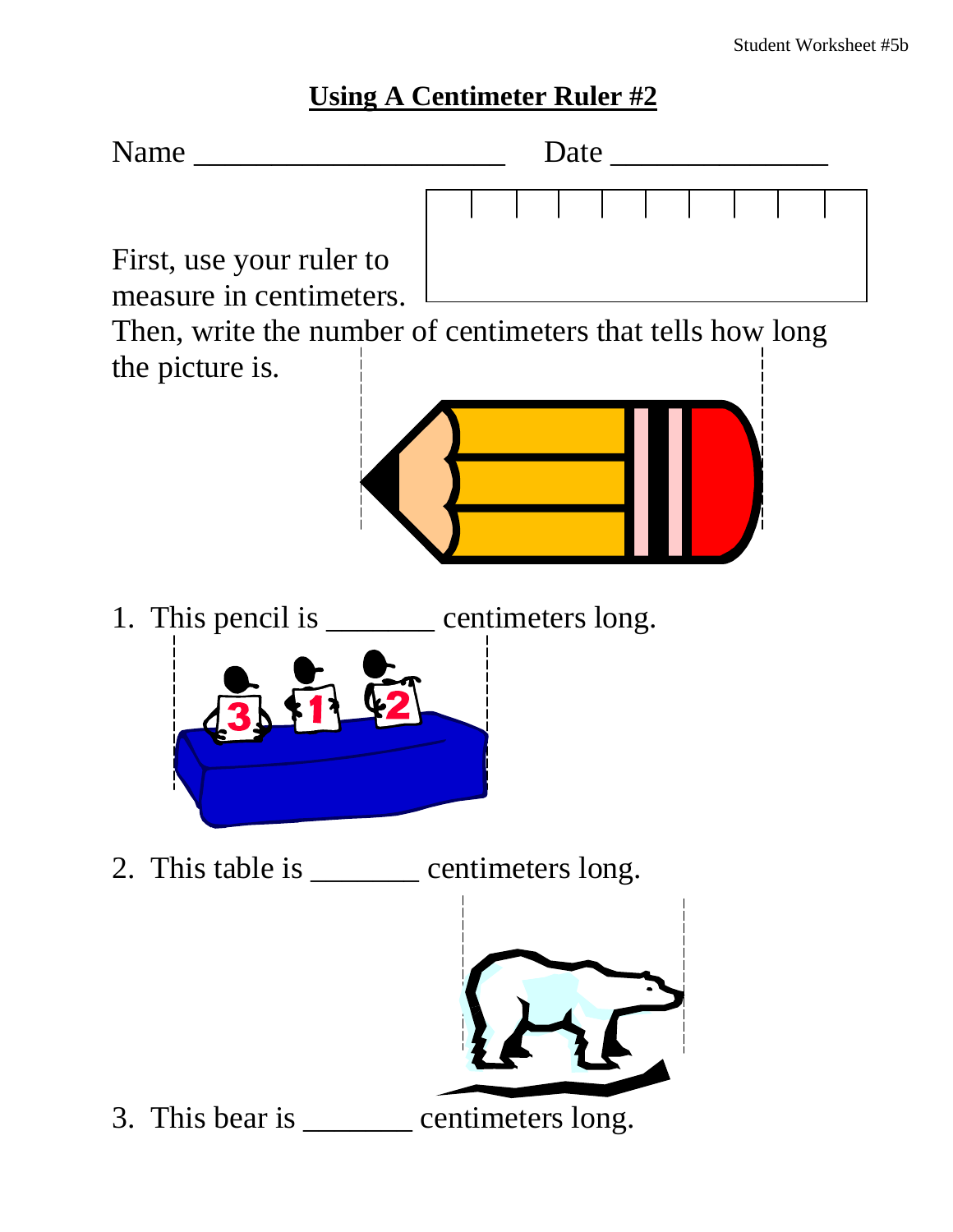# Using A Centimeter Ruler #2

Name ______________________ Date _______________

First, use your ruler to measure in centimeters. Then, write the number of centimeters that tells how long the picture is.

1. This pencil is _______ centimeters long.

2. This table is _______ centimeters long.

3. This bear is _______ centimeters long.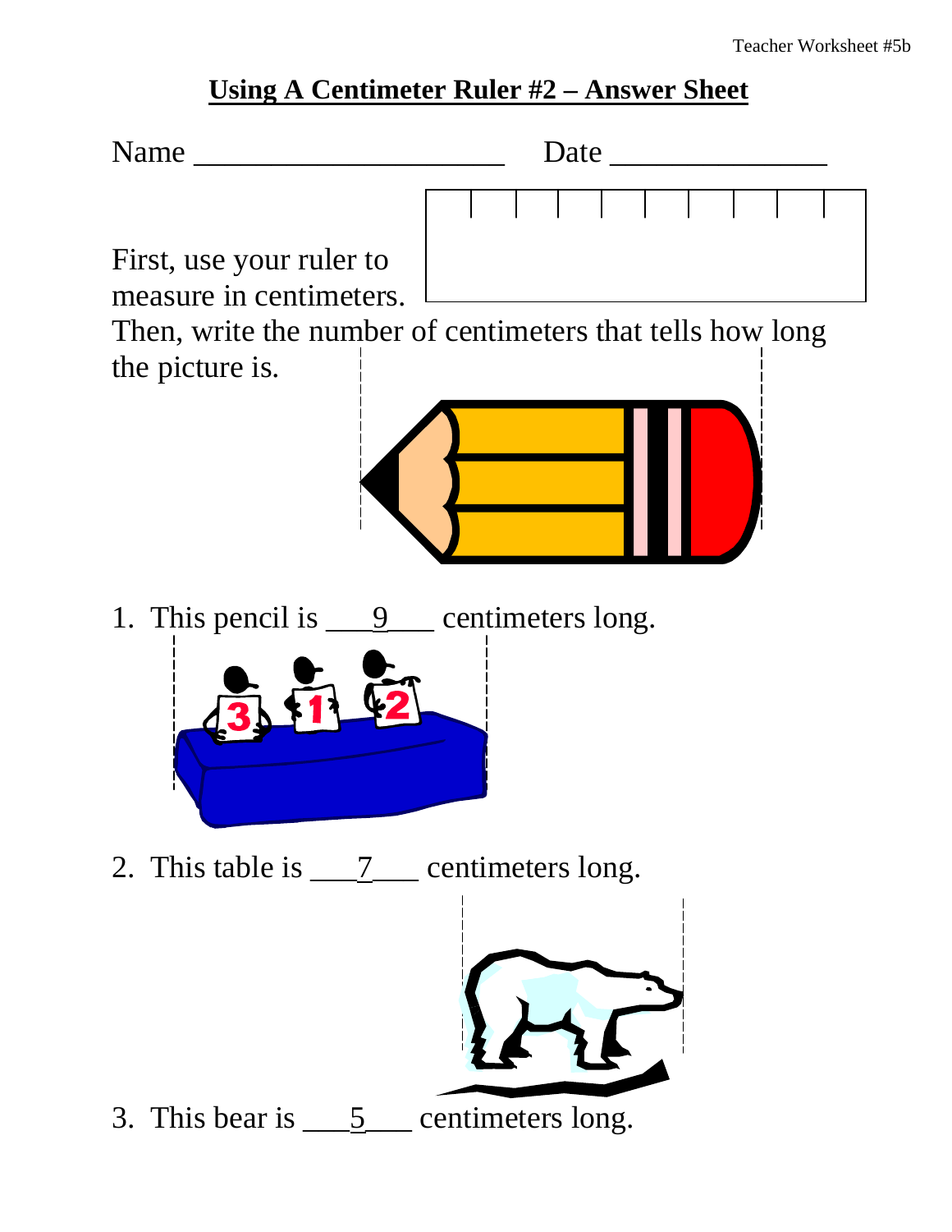## Using A Centimeter Ruler #2 – Answer Sheet

Name _____________________ Date ______________

First, use your ruler to measure in centimeters.
Then, write the number of centimeters that tells how long the picture is.

1. This pencil is ___9___ centimeters long.

2. This table is ___7___ centimeters long.

3. This bear is ___5___ centimeters long.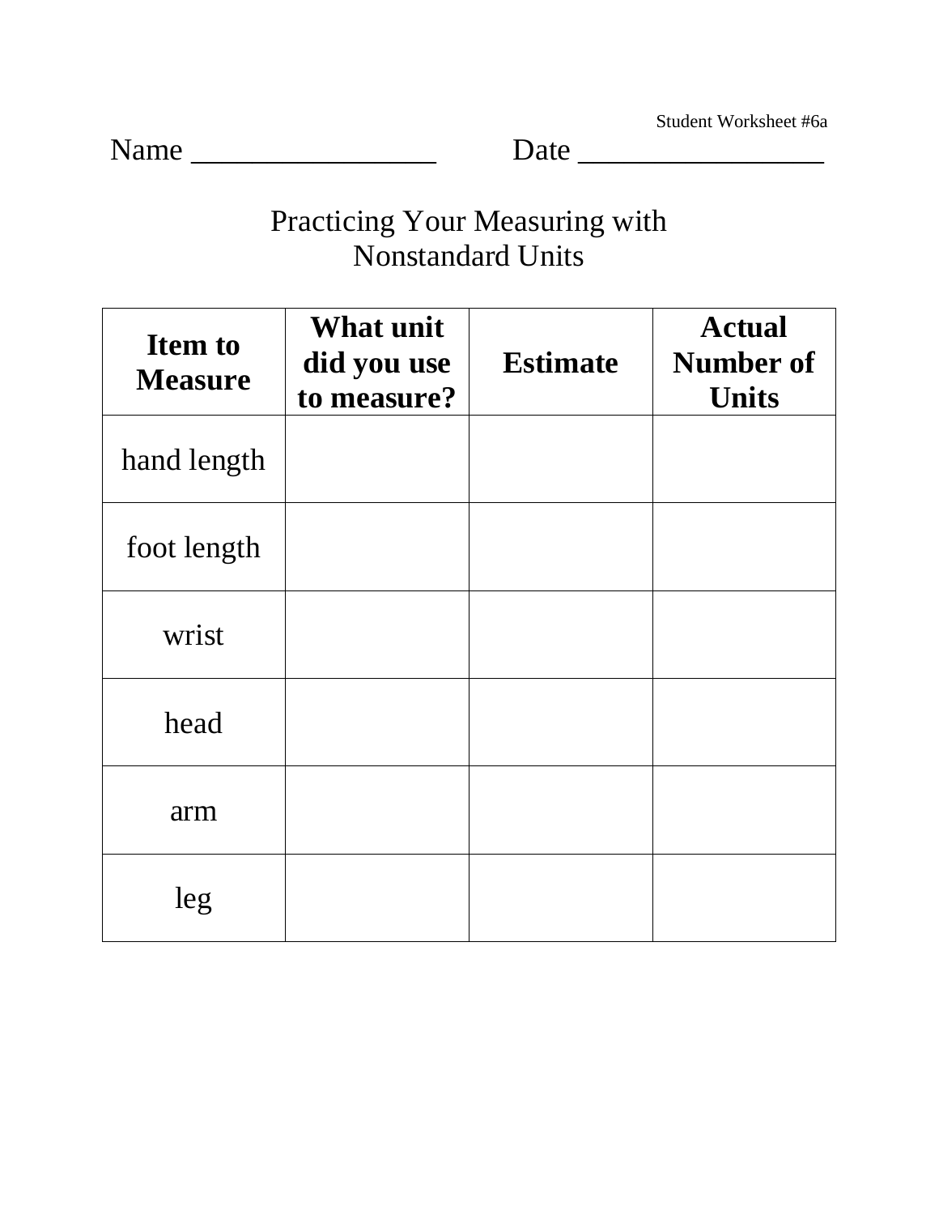Student Worksheet #6a

Name ________________ Date ________________

# Practicing Your Measuring with Nonstandard Units

| Item to Measure | What unit did you use to measure? | Estimate | Actual Number of Units |
|---|---|---|---|
| hand length | | | |
| foot length | | | |
| wrist | | | |
| head | | | |
| arm | | | |
| leg | | | |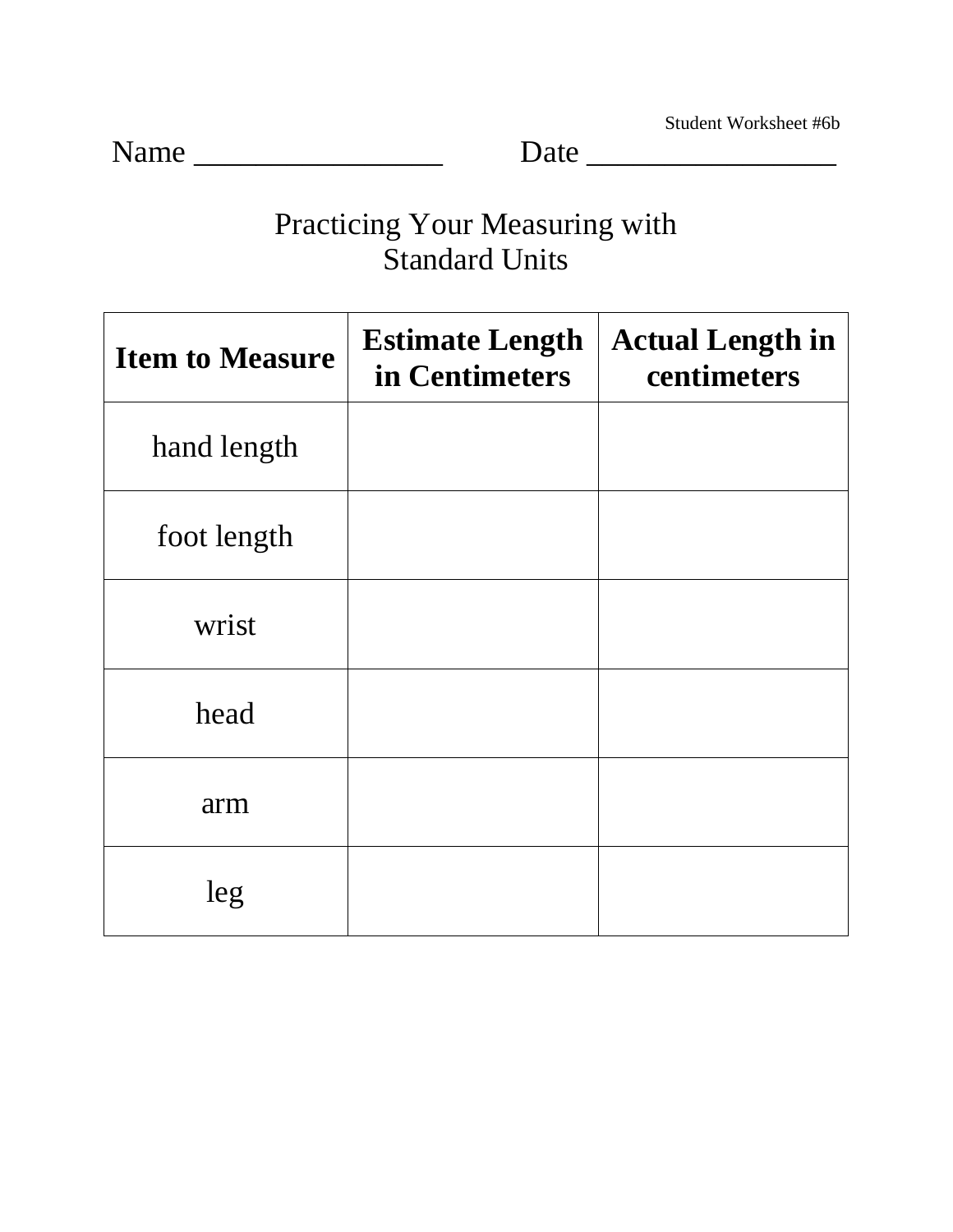Student Worksheet #6b

Name ________________ Date ________________

# Practicing Your Measuring with Standard Units

| Item to Measure | Estimate Length in Centimeters | Actual Length in centimeters |
|---|---|---|
| hand length | | |
| foot length | | |
| wrist | | |
| head | | |
| arm | | |
| leg | | |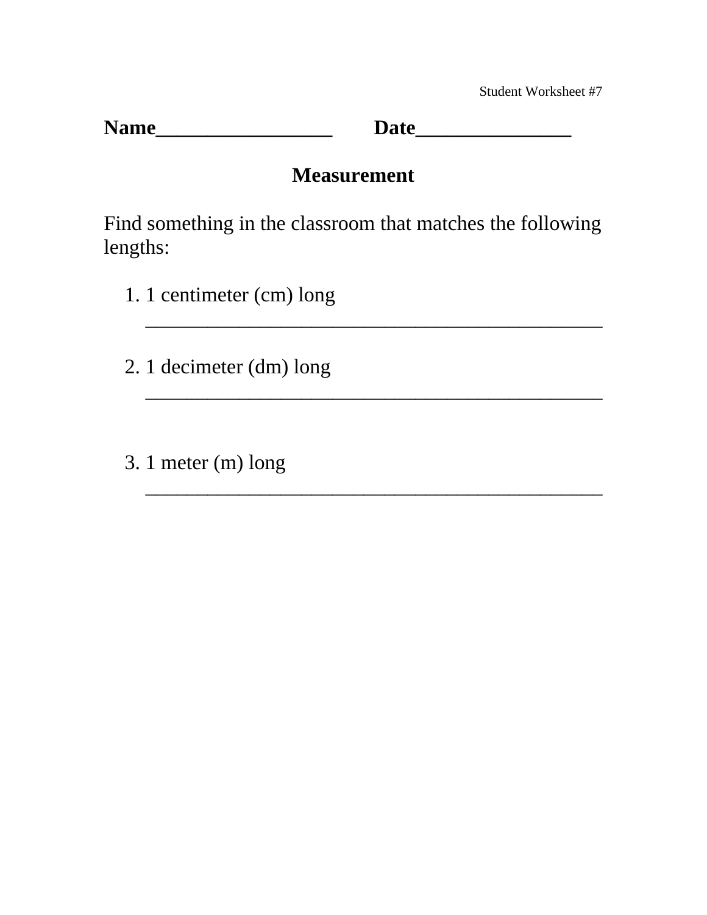Student Worksheet #7

**Name\_\_\_\_\_\_\_\_\_\_\_\_\_\_\_\_\_\_ Date\_\_\_\_\_\_\_\_\_\_\_\_\_\_\_\_**

## Measurement

Find something in the classroom that matches the following lengths:

1. 1 centimeter (cm) long
   \_\_\_\_\_\_\_\_\_\_\_\_\_\_\_\_\_\_\_\_\_\_\_\_\_\_\_\_\_\_\_\_\_\_\_\_\_\_\_\_\_\_\_\_\_\_\_\_

2. 1 decimeter (dm) long
   \_\_\_\_\_\_\_\_\_\_\_\_\_\_\_\_\_\_\_\_\_\_\_\_\_\_\_\_\_\_\_\_\_\_\_\_\_\_\_\_\_\_\_\_\_\_\_\_

3. 1 meter (m) long
   \_\_\_\_\_\_\_\_\_\_\_\_\_\_\_\_\_\_\_\_\_\_\_\_\_\_\_\_\_\_\_\_\_\_\_\_\_\_\_\_\_\_\_\_\_\_\_\_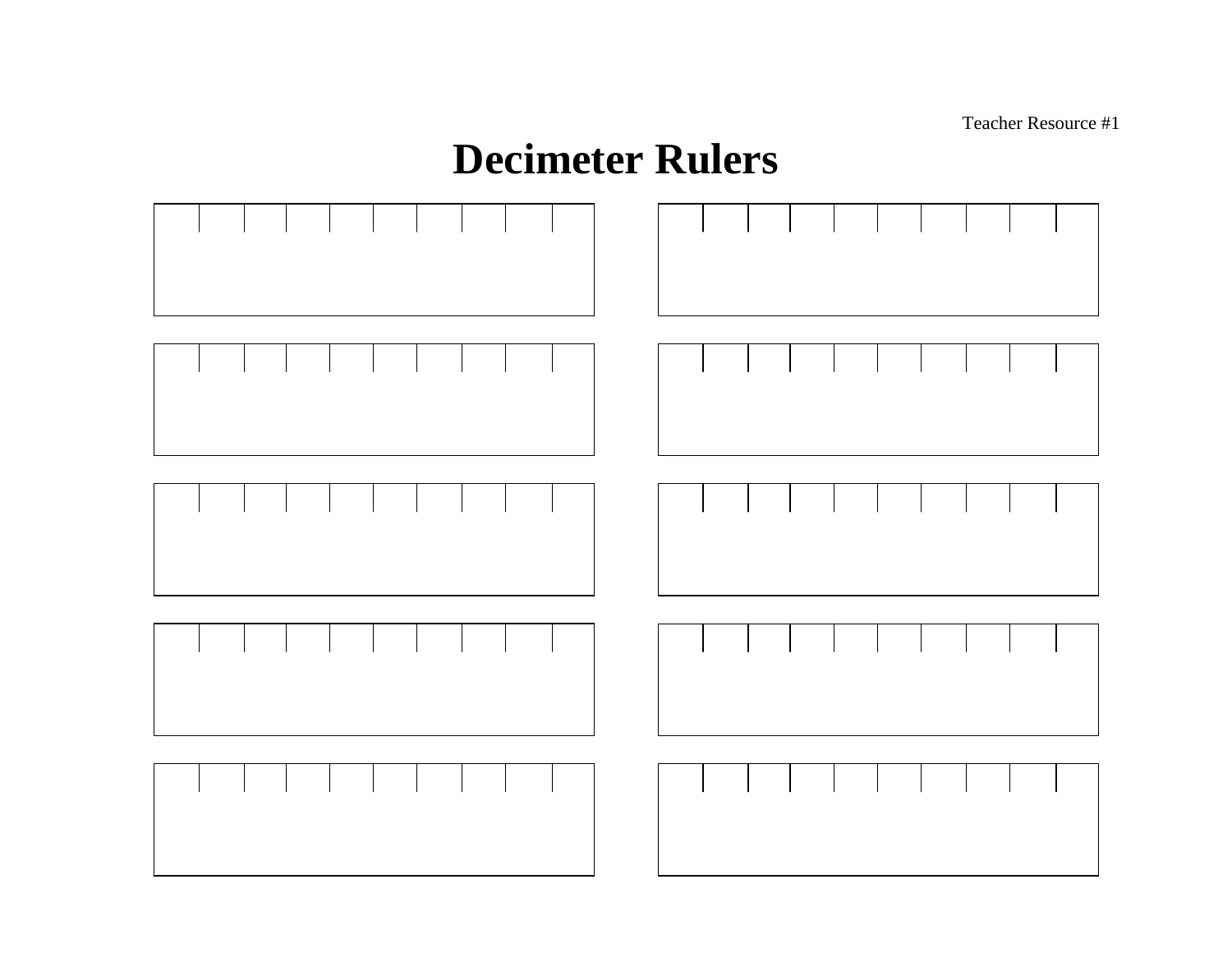Teacher Resource #1

# Decimeter Rulers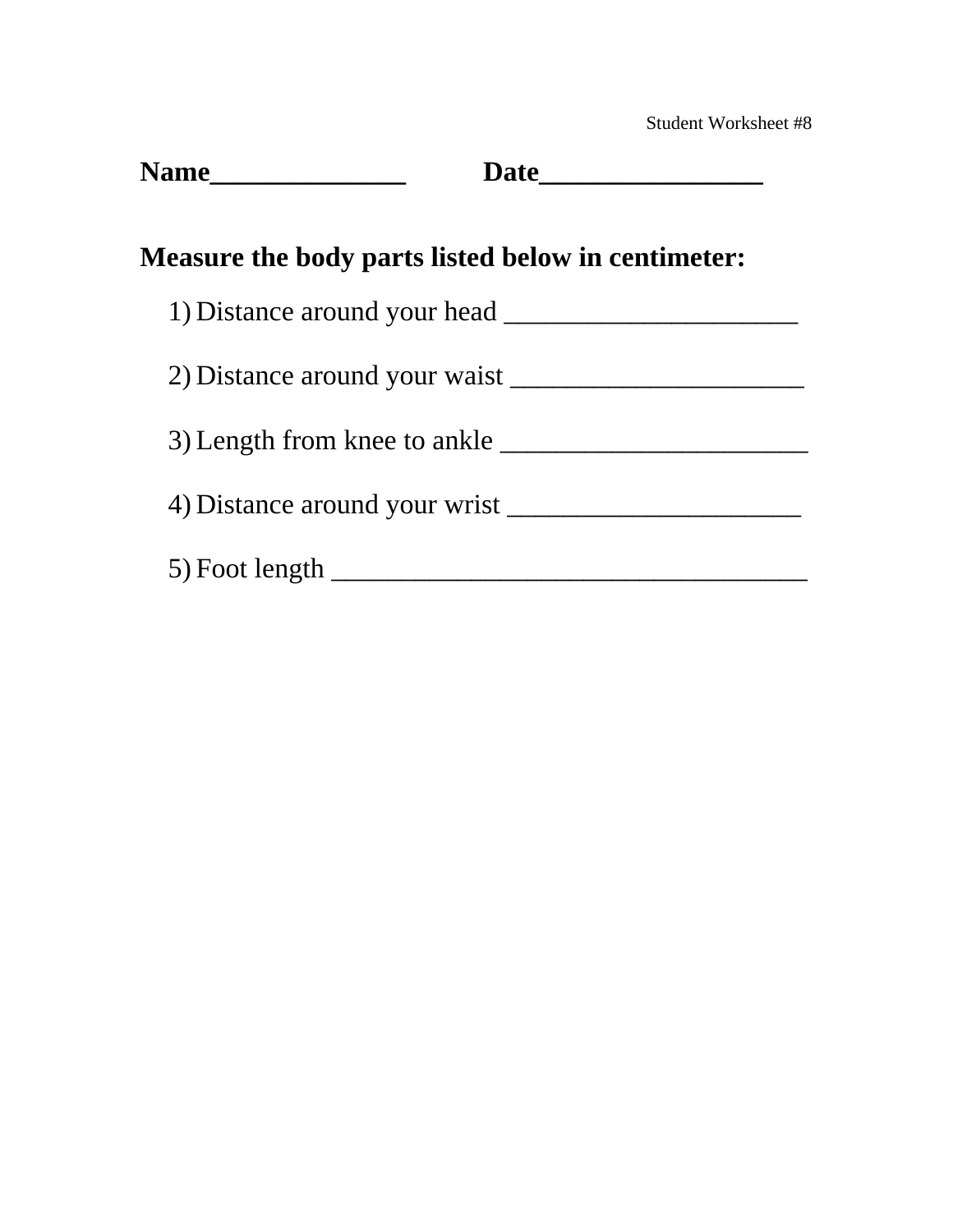Student Worksheet #8

**Name______________ Date________________**

**Measure the body parts listed below in centimeter:**

1) Distance around your head _____________________
2) Distance around your waist _____________________
3) Length from knee to ankle ______________________
4) Distance around your wrist _____________________
5) Foot length _________________________________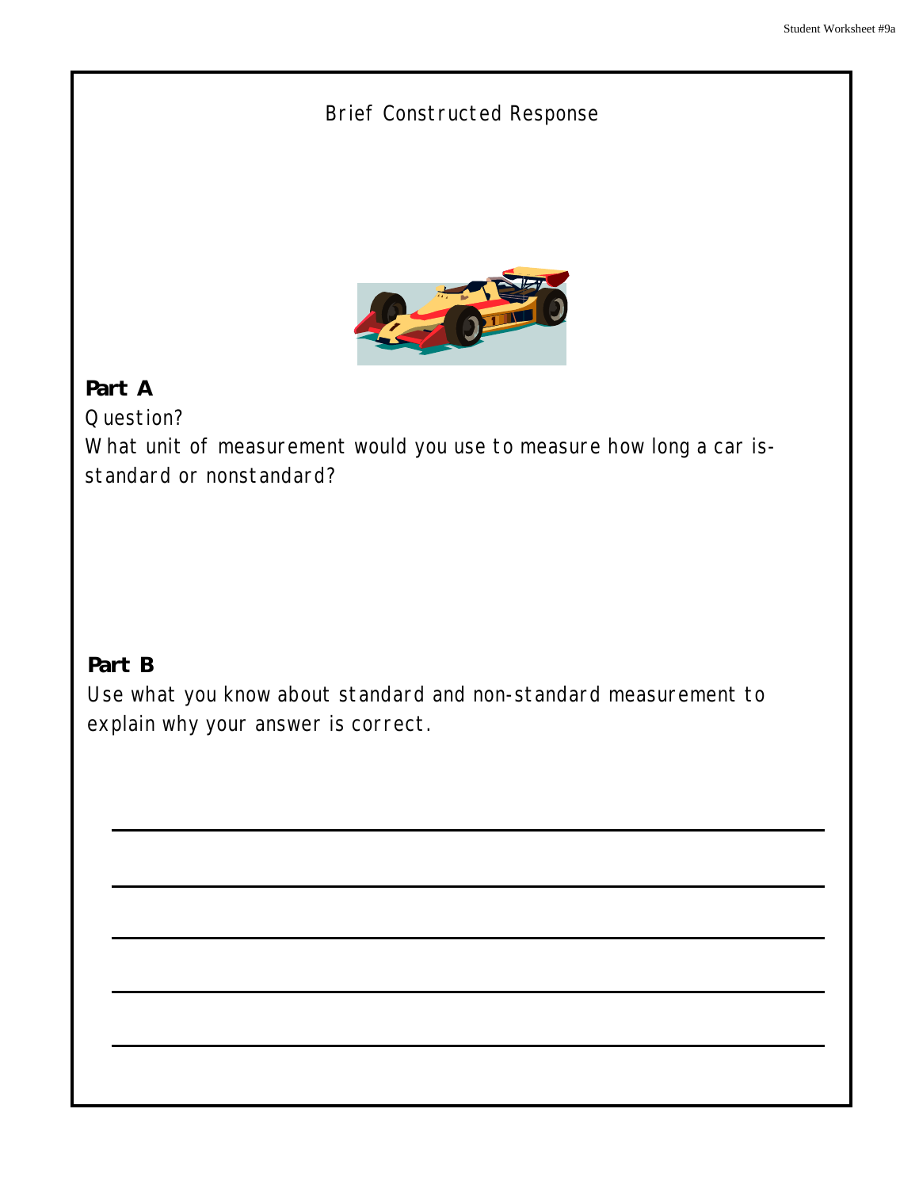Brief Constructed Response

**Part A**

Question?

What unit of measurement would you use to measure how long a car is- standard or nonstandard?

**Part B**

Use what you know about standard and non-standard measurement to explain why your answer is correct.

_______________________________________________

_______________________________________________

_______________________________________________

_______________________________________________

_______________________________________________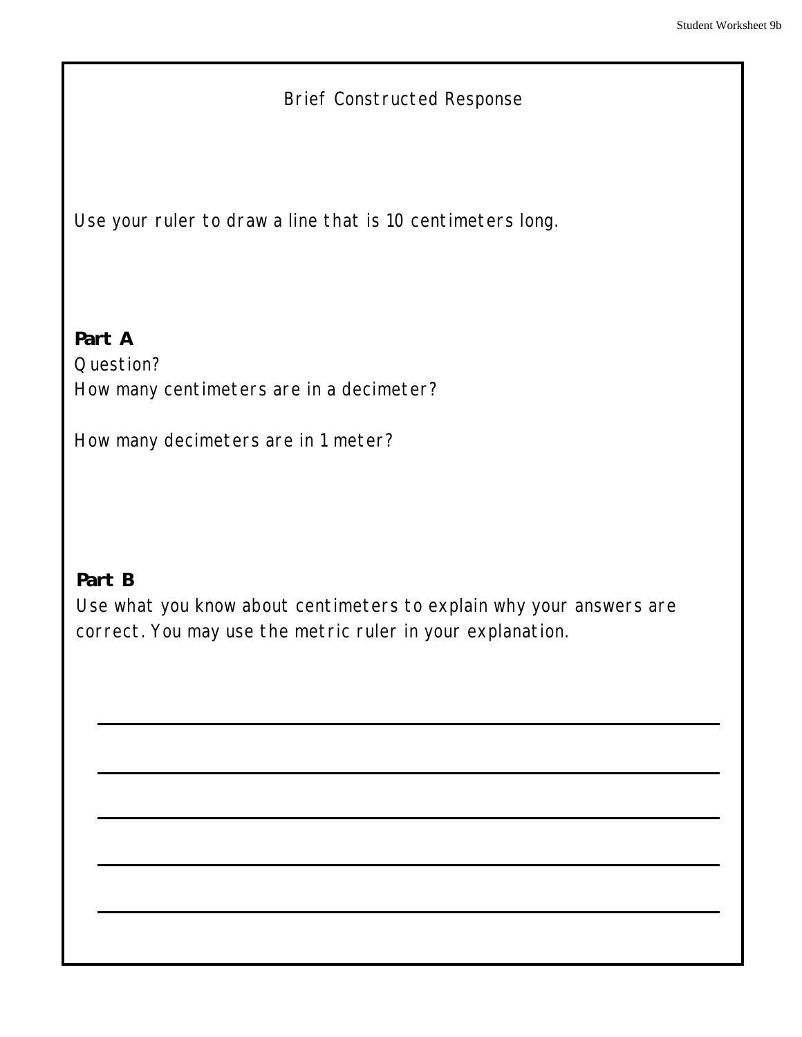Brief Constructed Response

Use your ruler to draw a line that is 10 centimeters long.

**Part A**

Question?

How many centimeters are in a decimeter?

How many decimeters are in 1 meter?

**Part B**

Use what you know about centimeters to explain why your answers are correct. You may use the metric ruler in your explanation.

______________________________________________

______________________________________________

______________________________________________

______________________________________________

______________________________________________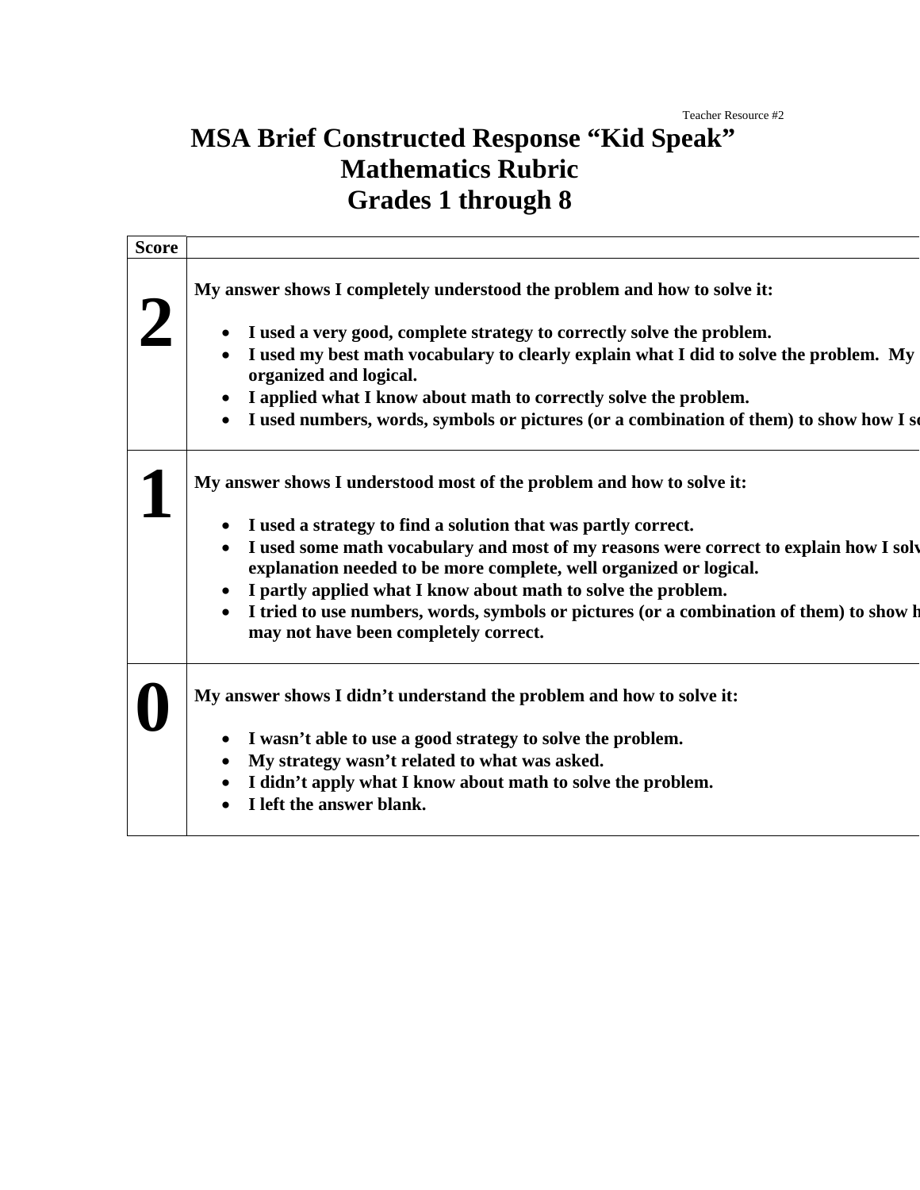Teacher Resource #2

# MSA Brief Constructed Response "Kid Speak" Mathematics Rubric Grades 1 through 8

| Score | |
|---|---|
| **2** | **My answer shows I completely understood the problem and how to solve it:**<br>• **I used a very good, complete strategy to correctly solve the problem.**<br>• **I used my best math vocabulary to clearly explain what I did to solve the problem. My organized and logical.**<br>• **I applied what I know about math to correctly solve the problem.**<br>• **I used numbers, words, symbols or pictures (or a combination of them) to show how I s** |
| **1** | **My answer shows I understood most of the problem and how to solve it:**<br>• **I used a strategy to find a solution that was partly correct.**<br>• **I used some math vocabulary and most of my reasons were correct to explain how I solv explanation needed to be more complete, well organized or logical.**<br>• **I partly applied what I know about math to solve the problem.**<br>• **I tried to use numbers, words, symbols or pictures (or a combination of them) to show h may not have been completely correct.** |
| **0** | **My answer shows I didn't understand the problem and how to solve it:**<br>• **I wasn't able to use a good strategy to solve the problem.**<br>• **My strategy wasn't related to what was asked.**<br>• **I didn't apply what I know about math to solve the problem.**<br>• **I left the answer blank.** |